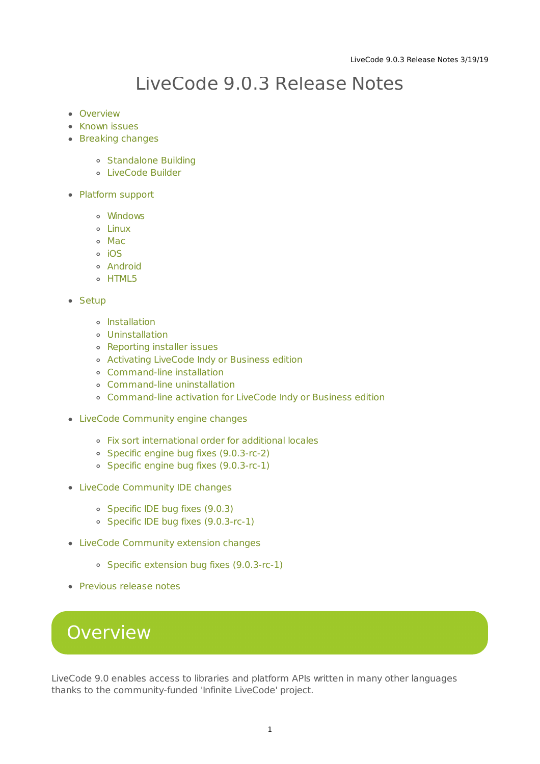# LiveCode 9.0.3 Release Notes

- Overview
- Known issues
- Breaking changes
    - Standalone Building
    - LiveCode Builder
- Platform support
    - Windows
    - Linux
    - Mac
    - iOS
    - Android
    - HTML5
- Setup
    - Installation
    - Uninstallation
    - Reporting installer issues
    - Activating LiveCode Indy or Business edition
    - Command-line installation
    - Command-line uninstallation
    - Command-line activation for LiveCode Indy or Business edition
- LiveCode Community engine changes
    - Fix sort international order for additional locales
    - Specific engine bug fixes (9.0.3-rc-2)
    - Specific engine bug fixes (9.0.3-rc-1)
- LiveCode Community IDE changes
    - Specific IDE bug fixes (9.0.3)
    - Specific IDE bug fixes (9.0.3-rc-1)
- LiveCode Community extension changes
    - Specific extension bug fixes (9.0.3-rc-1)
- Previous release notes

## Overview

LiveCode 9.0 enables access to libraries and platform APIs written in many other languages thanks to the community-funded 'Infinite LiveCode' project.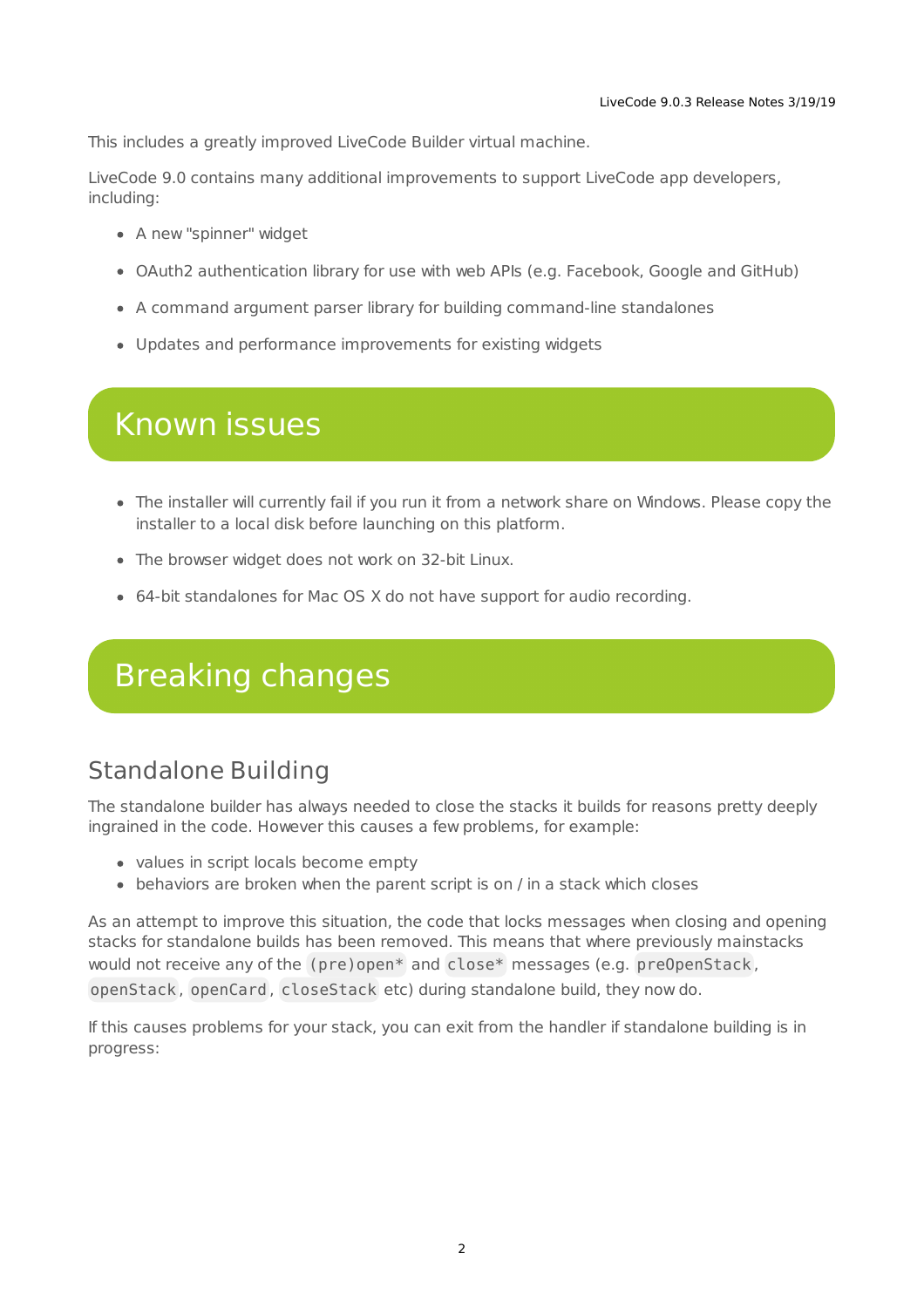This includes a greatly improved LiveCode Builder virtual machine.

LiveCode 9.0 contains many additional improvements to support LiveCode app developers, including:

- A new "spinner" widget
- OAuth2 authentication library for use with web APIs (e.g. Facebook, Google and GitHub)
- A command argument parser library for building command-line standalones
- Updates and performance improvements for existing widgets

# Known issues

- The installer will currently fail if you run it from a network share on Windows. Please copy the installer to a local disk before launching on this platform.
- The browser widget does not work on 32-bit Linux.
- 64-bit standalones for Mac OS X do not have support for audio recording.

# Breaking changes

## Standalone Building

The standalone builder has always needed to close the stacks it builds for reasons pretty deeply ingrained in the code. However this causes a few problems, for example:

- values in script locals become empty
- behaviors are broken when the parent script is on / in a stack which closes

As an attempt to improve this situation, the code that locks messages when closing and opening stacks for standalone builds has been removed. This means that where previously mainstacks would not receive any of the `(pre)open*` and `close*` messages (e.g. `preOpenStack`, `openStack`, `openCard`, `closeStack` etc) during standalone build, they now do.

If this causes problems for your stack, you can exit from the handler if standalone building is in progress: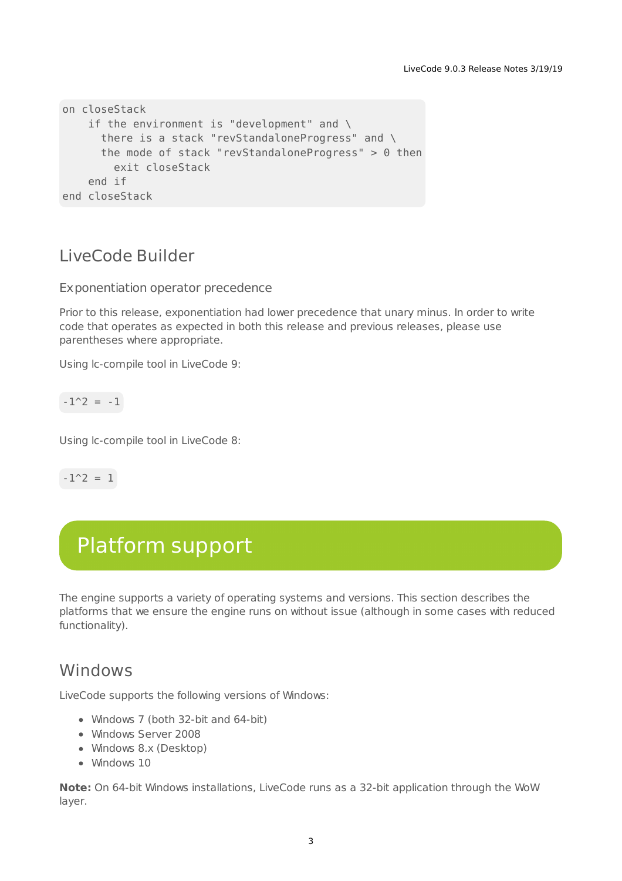```
on closeStack
    if the environment is "development" and \
      there is a stack "revStandaloneProgress" and \
      the mode of stack "revStandaloneProgress" > 0 then
        exit closeStack
    end if
end closeStack
```

## LiveCode Builder

### Exponentiation operator precedence

Prior to this release, exponentiation had lower precedence that unary minus. In order to write code that operates as expected in both this release and previous releases, please use parentheses where appropriate.

Using lc-compile tool in LiveCode 9:

```
-1^2 = -1
```

Using lc-compile tool in LiveCode 8:

```
-1^2 = 1
```

# Platform support

The engine supports a variety of operating systems and versions. This section describes the platforms that we ensure the engine runs on without issue (although in some cases with reduced functionality).

## Windows

LiveCode supports the following versions of Windows:

- Windows 7 (both 32-bit and 64-bit)
- Windows Server 2008
- Windows 8.x (Desktop)
- Windows 10

**Note:** On 64-bit Windows installations, LiveCode runs as a 32-bit application through the WoW layer.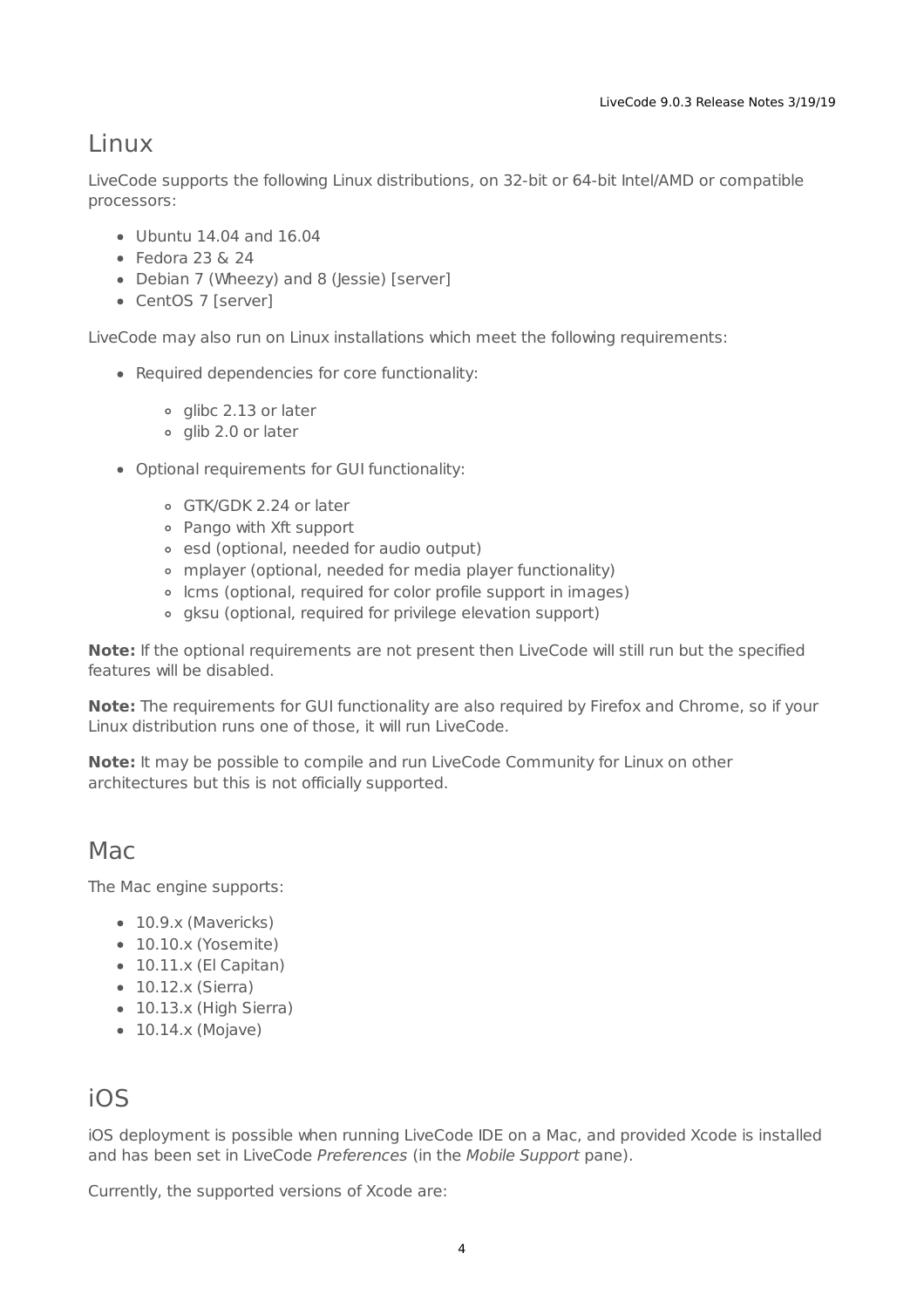## Linux

LiveCode supports the following Linux distributions, on 32-bit or 64-bit Intel/AMD or compatible processors:

- Ubuntu 14.04 and 16.04
- Fedora 23 & 24
- Debian 7 (Wheezy) and 8 (Jessie) [server]
- CentOS 7 [server]

LiveCode may also run on Linux installations which meet the following requirements:

- Required dependencies for core functionality:
    - glibc 2.13 or later
    - glib 2.0 or later
- Optional requirements for GUI functionality:
    - GTK/GDK 2.24 or later
    - Pango with Xft support
    - esd (optional, needed for audio output)
    - mplayer (optional, needed for media player functionality)
    - lcms (optional, required for color profile support in images)
    - gksu (optional, required for privilege elevation support)

**Note:** If the optional requirements are not present then LiveCode will still run but the specified features will be disabled.

**Note:** The requirements for GUI functionality are also required by Firefox and Chrome, so if your Linux distribution runs one of those, it will run LiveCode.

**Note:** It may be possible to compile and run LiveCode Community for Linux on other architectures but this is not officially supported.

## Mac

The Mac engine supports:

- 10.9.x (Mavericks)
- 10.10.x (Yosemite)
- 10.11.x (El Capitan)
- 10.12.x (Sierra)
- 10.13.x (High Sierra)
- 10.14.x (Mojave)

## iOS

iOS deployment is possible when running LiveCode IDE on a Mac, and provided Xcode is installed and has been set in LiveCode *Preferences* (in the *Mobile Support* pane).

Currently, the supported versions of Xcode are: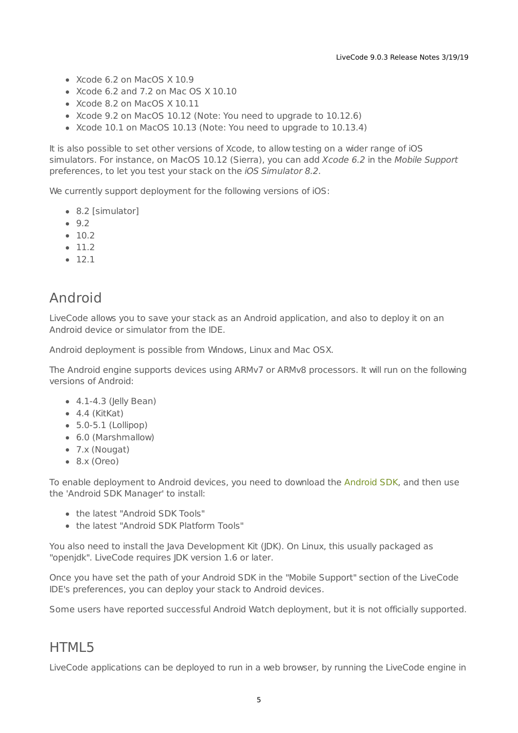- Xcode 6.2 on MacOS X 10.9
- Xcode 6.2 and 7.2 on Mac OS X 10.10
- Xcode 8.2 on MacOS X 10.11
- Xcode 9.2 on MacOS 10.12 (Note: You need to upgrade to 10.12.6)
- Xcode 10.1 on MacOS 10.13 (Note: You need to upgrade to 10.13.4)

It is also possible to set other versions of Xcode, to allow testing on a wider range of iOS simulators. For instance, on MacOS 10.12 (Sierra), you can add *Xcode 6.2* in the *Mobile Support* preferences, to let you test your stack on the *iOS Simulator 8.2*.

We currently support deployment for the following versions of iOS:

- 8.2 [simulator]
- 9.2
- 10.2
- 11.2
- 12.1

## Android

LiveCode allows you to save your stack as an Android application, and also to deploy it on an Android device or simulator from the IDE.

Android deployment is possible from Windows, Linux and Mac OSX.

The Android engine supports devices using ARMv7 or ARMv8 processors. It will run on the following versions of Android:

- 4.1-4.3 (Jelly Bean)
- 4.4 (KitKat)
- 5.0-5.1 (Lollipop)
- 6.0 (Marshmallow)
- 7.x (Nougat)
- 8.x (Oreo)

To enable deployment to Android devices, you need to download the Android SDK, and then use the 'Android SDK Manager' to install:

- the latest "Android SDK Tools"
- the latest "Android SDK Platform Tools"

You also need to install the Java Development Kit (JDK). On Linux, this usually packaged as "openjdk". LiveCode requires JDK version 1.6 or later.

Once you have set the path of your Android SDK in the "Mobile Support" section of the LiveCode IDE's preferences, you can deploy your stack to Android devices.

Some users have reported successful Android Watch deployment, but it is not officially supported.

## HTML5

LiveCode applications can be deployed to run in a web browser, by running the LiveCode engine in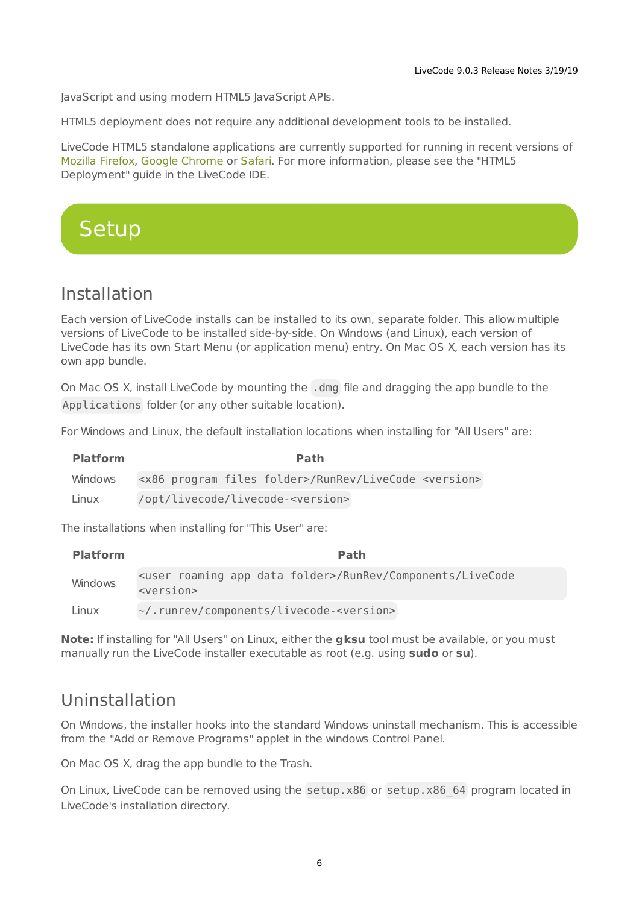JavaScript and using modern HTML5 JavaScript APIs.

HTML5 deployment does not require any additional development tools to be installed.

LiveCode HTML5 standalone applications are currently supported for running in recent versions of Mozilla Firefox, Google Chrome or Safari. For more information, please see the "HTML5 Deployment" guide in the LiveCode IDE.

# Setup

## Installation

Each version of LiveCode installs can be installed to its own, separate folder. This allow multiple versions of LiveCode to be installed side-by-side. On Windows (and Linux), each version of LiveCode has its own Start Menu (or application menu) entry. On Mac OS X, each version has its own app bundle.

On Mac OS X, install LiveCode by mounting the `.dmg` file and dragging the app bundle to the `Applications` folder (or any other suitable location).

For Windows and Linux, the default installation locations when installing for "All Users" are:

| Platform | Path |
|---|---|
| Windows | `<x86 program files folder>/RunRev/LiveCode <version>` |
| Linux | `/opt/livecode/livecode-<version>` |

The installations when installing for "This User" are:

| Platform | Path |
|---|---|
| Windows | `<user roaming app data folder>/RunRev/Components/LiveCode <version>` |
| Linux | `~/.runrev/components/livecode-<version>` |

**Note:** If installing for "All Users" on Linux, either the **gksu** tool must be available, or you must manually run the LiveCode installer executable as root (e.g. using **sudo** or **su**).

## Uninstallation

On Windows, the installer hooks into the standard Windows uninstall mechanism. This is accessible from the "Add or Remove Programs" applet in the windows Control Panel.

On Mac OS X, drag the app bundle to the Trash.

On Linux, LiveCode can be removed using the `setup.x86` or `setup.x86_64` program located in LiveCode's installation directory.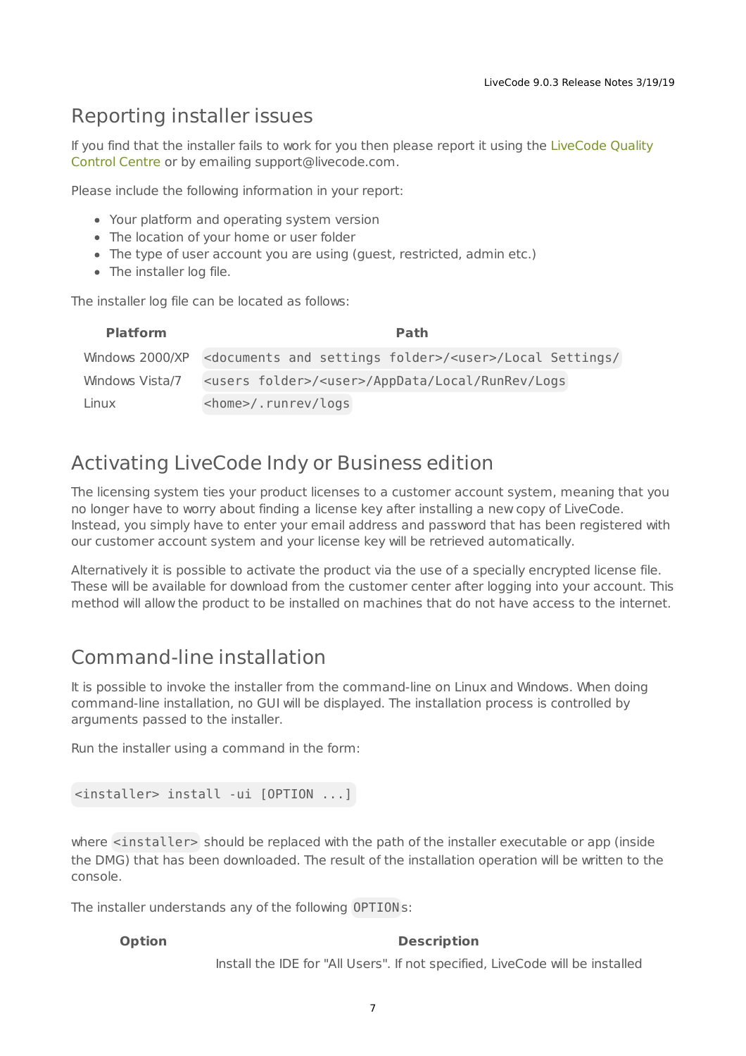## Reporting installer issues

If you find that the installer fails to work for you then please report it using the LiveCode Quality Control Centre or by emailing support@livecode.com.

Please include the following information in your report:

- Your platform and operating system version
- The location of your home or user folder
- The type of user account you are using (guest, restricted, admin etc.)
- The installer log file.

The installer log file can be located as follows:

| Platform | Path |
|---|---|
| Windows 2000/XP | `<documents and settings folder>/<user>/Local Settings/` |
| Windows Vista/7 | `<users folder>/<user>/AppData/Local/RunRev/Logs` |
| Linux | `<home>/.runrev/logs` |

## Activating LiveCode Indy or Business edition

The licensing system ties your product licenses to a customer account system, meaning that you no longer have to worry about finding a license key after installing a new copy of LiveCode. Instead, you simply have to enter your email address and password that has been registered with our customer account system and your license key will be retrieved automatically.

Alternatively it is possible to activate the product via the use of a specially encrypted license file. These will be available for download from the customer center after logging into your account. This method will allow the product to be installed on machines that do not have access to the internet.

## Command-line installation

It is possible to invoke the installer from the command-line on Linux and Windows. When doing command-line installation, no GUI will be displayed. The installation process is controlled by arguments passed to the installer.

Run the installer using a command in the form:

```
<installer> install -ui [OPTION ...]
```

where `<installer>` should be replaced with the path of the installer executable or app (inside the DMG) that has been downloaded. The result of the installation operation will be written to the console.

The installer understands any of the following `OPTION`s:

| Option | Description |
|---|---|
| | Install the IDE for "All Users". If not specified, LiveCode will be installed |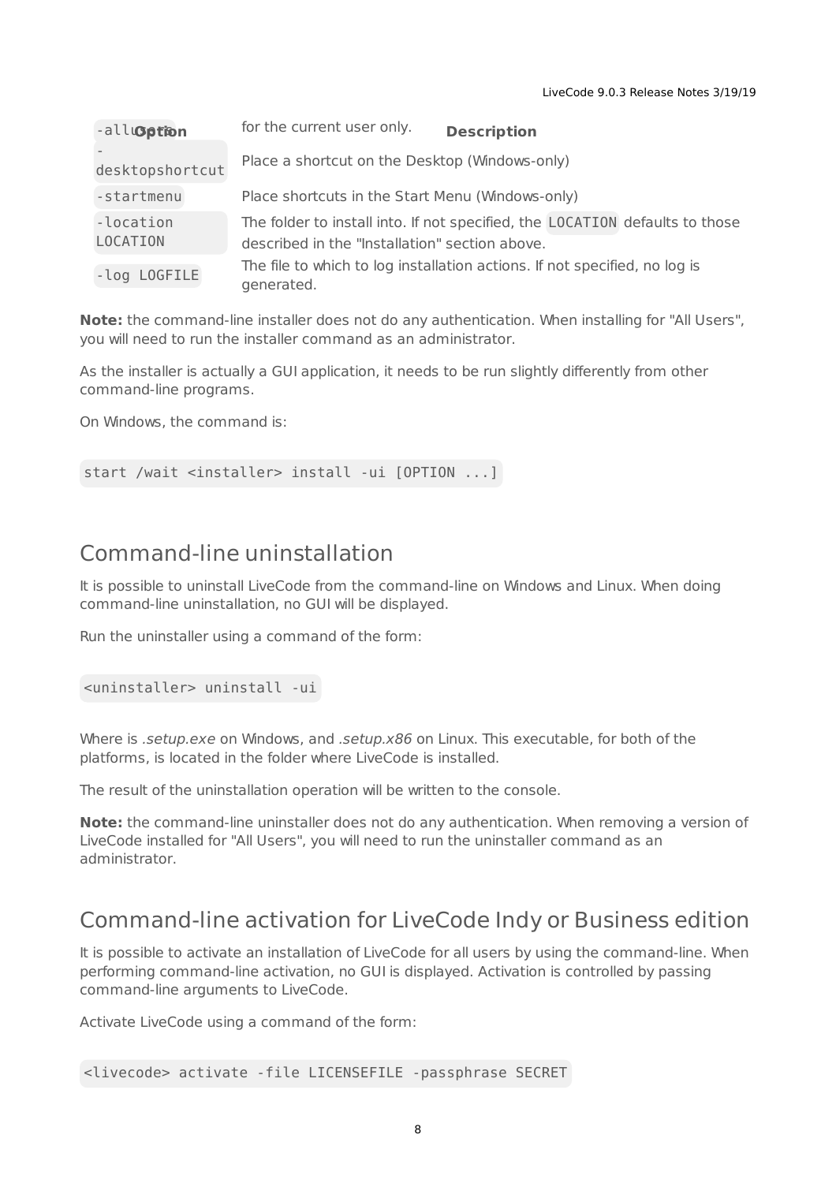| Option | Description |
| --- | --- |
| `-allusers` | for the current user only. |
| `-desktopshortcut` | Place a shortcut on the Desktop (Windows-only) |
| `-startmenu` | Place shortcuts in the Start Menu (Windows-only) |
| `-location LOCATION` | The folder to install into. If not specified, the `LOCATION` defaults to those described in the "Installation" section above. |
| `-log LOGFILE` | The file to which to log installation actions. If not specified, no log is generated. |

**Note:** the command-line installer does not do any authentication. When installing for "All Users", you will need to run the installer command as an administrator.

As the installer is actually a GUI application, it needs to be run slightly differently from other command-line programs.

On Windows, the command is:

```
start /wait <installer> install -ui [OPTION ...]
```

## Command-line uninstallation

It is possible to uninstall LiveCode from the command-line on Windows and Linux. When doing command-line uninstallation, no GUI will be displayed.

Run the uninstaller using a command of the form:

```
<uninstaller> uninstall -ui
```

Where is *.setup.exe* on Windows, and *.setup.x86* on Linux. This executable, for both of the platforms, is located in the folder where LiveCode is installed.

The result of the uninstallation operation will be written to the console.

**Note:** the command-line uninstaller does not do any authentication. When removing a version of LiveCode installed for "All Users", you will need to run the uninstaller command as an administrator.

## Command-line activation for LiveCode Indy or Business edition

It is possible to activate an installation of LiveCode for all users by using the command-line. When performing command-line activation, no GUI is displayed. Activation is controlled by passing command-line arguments to LiveCode.

Activate LiveCode using a command of the form:

```
<livecode> activate -file LICENSEFILE -passphrase SECRET
```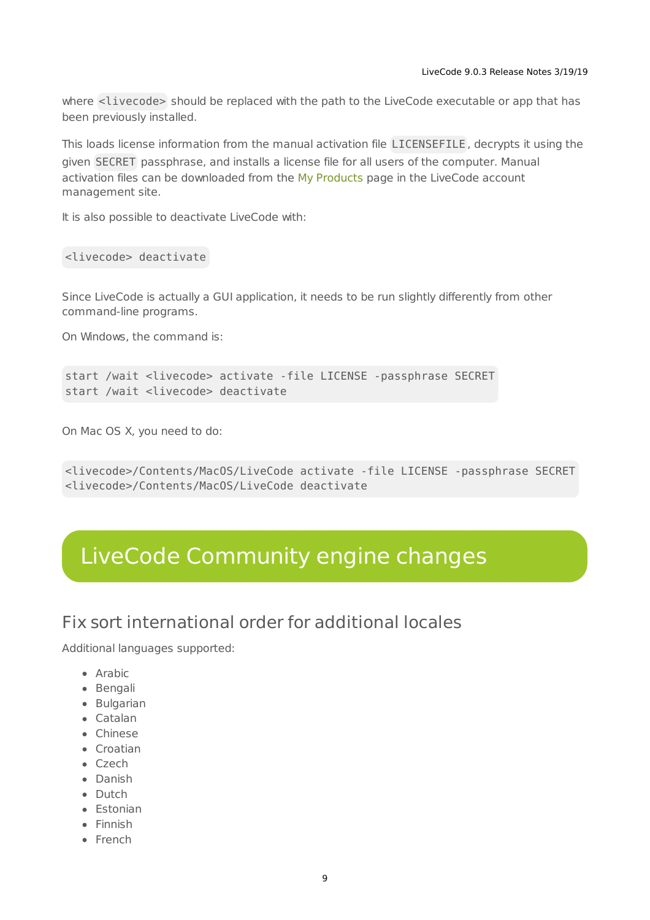where `<livecode>` should be replaced with the path to the LiveCode executable or app that has been previously installed.

This loads license information from the manual activation file `LICENSEFILE`, decrypts it using the given `SECRET` passphrase, and installs a license file for all users of the computer. Manual activation files can be downloaded from the My Products page in the LiveCode account management site.

It is also possible to deactivate LiveCode with:

```
<livecode> deactivate
```

Since LiveCode is actually a GUI application, it needs to be run slightly differently from other command-line programs.

On Windows, the command is:

```
start /wait <livecode> activate -file LICENSE -passphrase SECRET
start /wait <livecode> deactivate
```

On Mac OS X, you need to do:

```
<livecode>/Contents/MacOS/LiveCode activate -file LICENSE -passphrase SECRET
<livecode>/Contents/MacOS/LiveCode deactivate
```

# LiveCode Community engine changes

## Fix sort international order for additional locales

Additional languages supported:

- Arabic
- Bengali
- Bulgarian
- Catalan
- Chinese
- Croatian
- Czech
- Danish
- Dutch
- Estonian
- Finnish
- French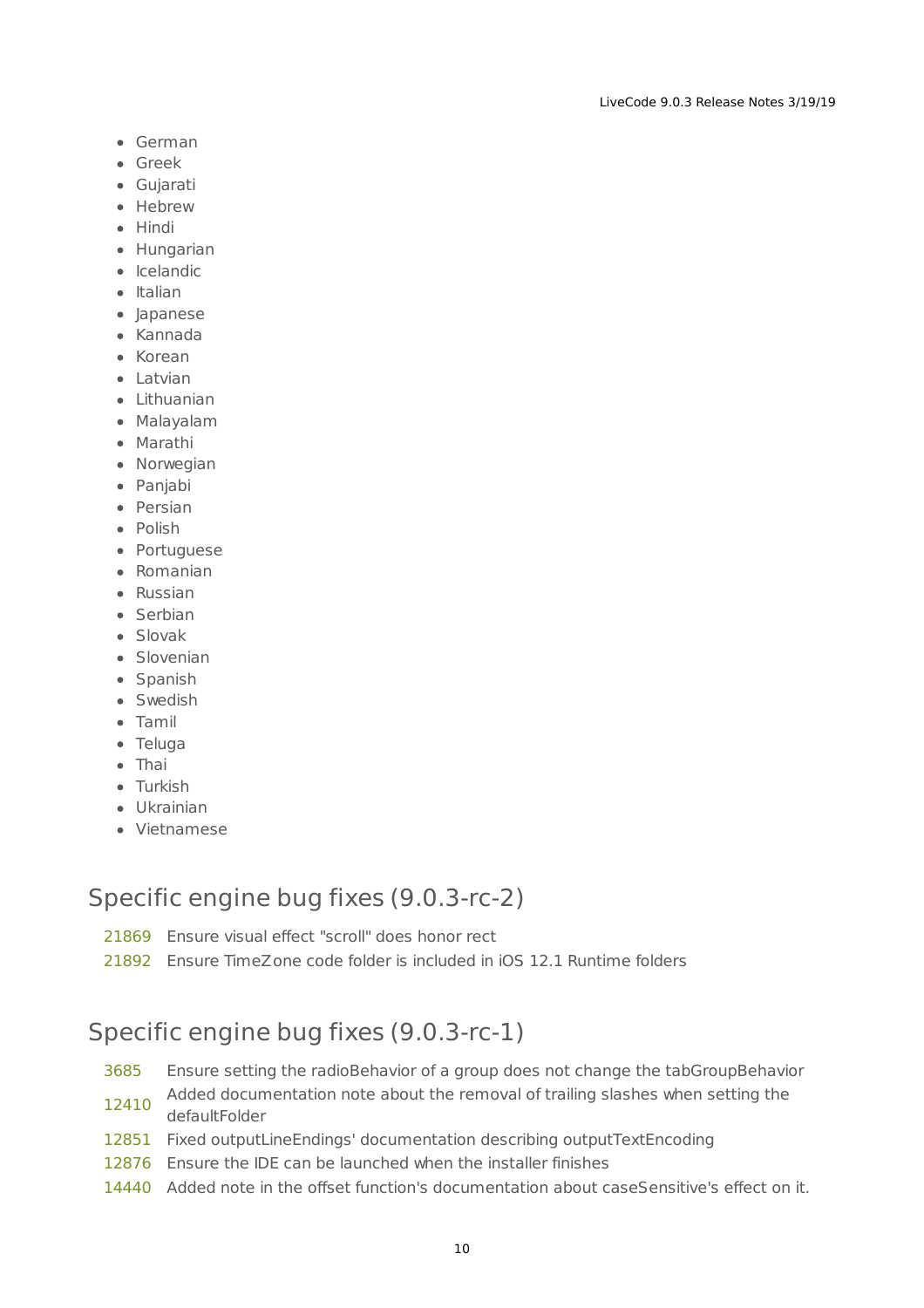- German
- Greek
- Gujarati
- Hebrew
- Hindi
- Hungarian
- Icelandic
- Italian
- Japanese
- Kannada
- Korean
- Latvian
- Lithuanian
- Malayalam
- Marathi
- Norwegian
- Panjabi
- Persian
- Polish
- Portuguese
- Romanian
- Russian
- Serbian
- Slovak
- Slovenian
- Spanish
- Swedish
- Tamil
- Teluga
- Thai
- Turkish
- Ukrainian
- Vietnamese

## Specific engine bug fixes (9.0.3-rc-2)

| | |
|---|---|
| 21869 | Ensure visual effect "scroll" does honor rect |
| 21892 | Ensure TimeZone code folder is included in iOS 12.1 Runtime folders |

## Specific engine bug fixes (9.0.3-rc-1)

| | |
|---|---|
| 3685 | Ensure setting the radioBehavior of a group does not change the tabGroupBehavior |
| 12410 | Added documentation note about the removal of trailing slashes when setting the defaultFolder |
| 12851 | Fixed outputLineEndings' documentation describing outputTextEncoding |
| 12876 | Ensure the IDE can be launched when the installer finishes |
| 14440 | Added note in the offset function's documentation about caseSensitive's effect on it. |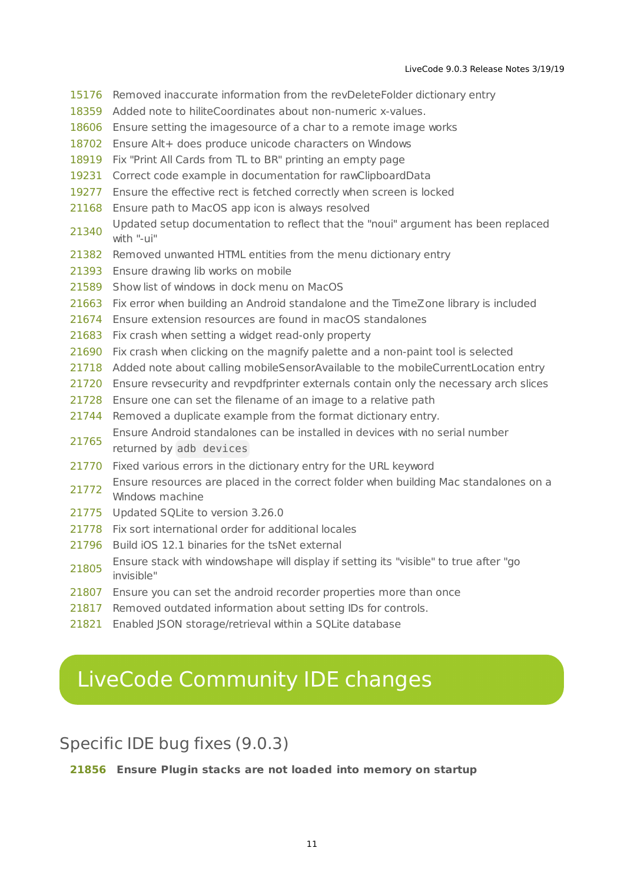| | |
|---|---|
| 15176 | Removed inaccurate information from the revDeleteFolder dictionary entry |
| 18359 | Added note to hiliteCoordinates about non-numeric x-values. |
| 18606 | Ensure setting the imagesource of a char to a remote image works |
| 18702 | Ensure Alt+ does produce unicode characters on Windows |
| 18919 | Fix "Print All Cards from TL to BR" printing an empty page |
| 19231 | Correct code example in documentation for rawClipboardData |
| 19277 | Ensure the effective rect is fetched correctly when screen is locked |
| 21168 | Ensure path to MacOS app icon is always resolved |
| 21340 | Updated setup documentation to reflect that the "noui" argument has been replaced with "-ui" |
| 21382 | Removed unwanted HTML entities from the menu dictionary entry |
| 21393 | Ensure drawing lib works on mobile |
| 21589 | Show list of windows in dock menu on MacOS |
| 21663 | Fix error when building an Android standalone and the TimeZone library is included |
| 21674 | Ensure extension resources are found in macOS standalones |
| 21683 | Fix crash when setting a widget read-only property |
| 21690 | Fix crash when clicking on the magnify palette and a non-paint tool is selected |
| 21718 | Added note about calling mobileSensorAvailable to the mobileCurrentLocation entry |
| 21720 | Ensure revsecurity and revpdfprinter externals contain only the necessary arch slices |
| 21728 | Ensure one can set the filename of an image to a relative path |
| 21744 | Removed a duplicate example from the format dictionary entry. |
| 21765 | Ensure Android standalones can be installed in devices with no serial number returned by `adb devices` |
| 21770 | Fixed various errors in the dictionary entry for the URL keyword |
| 21772 | Ensure resources are placed in the correct folder when building Mac standalones on a Windows machine |
| 21775 | Updated SQLite to version 3.26.0 |
| 21778 | Fix sort international order for additional locales |
| 21796 | Build iOS 12.1 binaries for the tsNet external |
| 21805 | Ensure stack with windowshape will display if setting its "visible" to true after "go invisible" |
| 21807 | Ensure you can set the android recorder properties more than once |
| 21817 | Removed outdated information about setting IDs for controls. |
| 21821 | Enabled JSON storage/retrieval within a SQLite database |

# LiveCode Community IDE changes

## Specific IDE bug fixes (9.0.3)

| | |
|---|---|
| **21856** | **Ensure Plugin stacks are not loaded into memory on startup** |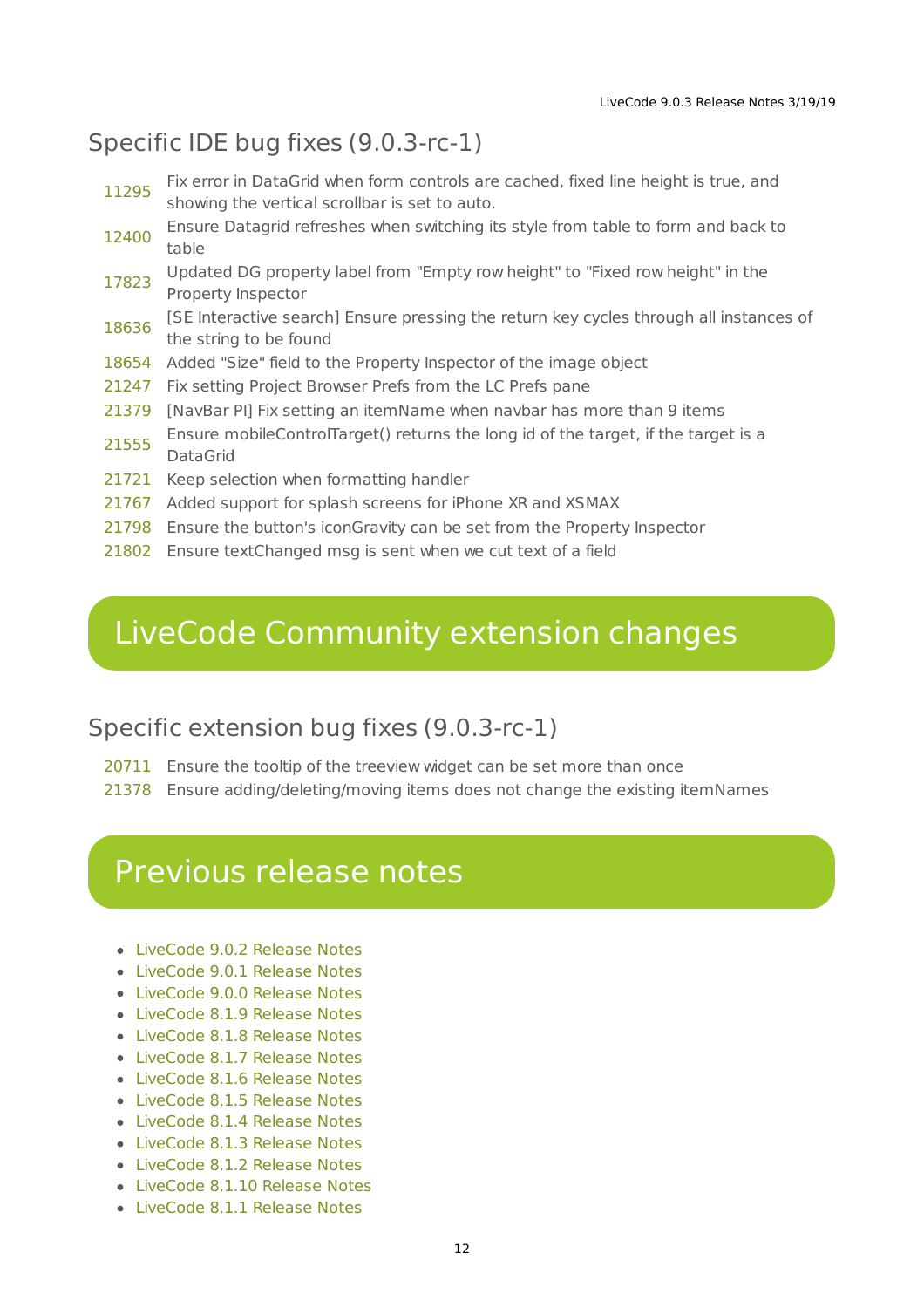### Specific IDE bug fixes (9.0.3-rc-1)

| | |
|---|---|
| 11295 | Fix error in DataGrid when form controls are cached, fixed line height is true, and showing the vertical scrollbar is set to auto. |
| 12400 | Ensure Datagrid refreshes when switching its style from table to form and back to table |
| 17823 | Updated DG property label from "Empty row height" to "Fixed row height" in the Property Inspector |
| 18636 | [SE Interactive search] Ensure pressing the return key cycles through all instances of the string to be found |
| 18654 | Added "Size" field to the Property Inspector of the image object |
| 21247 | Fix setting Project Browser Prefs from the LC Prefs pane |
| 21379 | [NavBar PI] Fix setting an itemName when navbar has more than 9 items |
| 21555 | Ensure mobileControlTarget() returns the long id of the target, if the target is a DataGrid |
| 21721 | Keep selection when formatting handler |
| 21767 | Added support for splash screens for iPhone XR and XSMAX |
| 21798 | Ensure the button's iconGravity can be set from the Property Inspector |
| 21802 | Ensure textChanged msg is sent when we cut text of a field |

## LiveCode Community extension changes

### Specific extension bug fixes (9.0.3-rc-1)

| | |
|---|---|
| 20711 | Ensure the tooltip of the treeview widget can be set more than once |
| 21378 | Ensure adding/deleting/moving items does not change the existing itemNames |

## Previous release notes

- LiveCode 9.0.2 Release Notes
- LiveCode 9.0.1 Release Notes
- LiveCode 9.0.0 Release Notes
- LiveCode 8.1.9 Release Notes
- LiveCode 8.1.8 Release Notes
- LiveCode 8.1.7 Release Notes
- LiveCode 8.1.6 Release Notes
- LiveCode 8.1.5 Release Notes
- LiveCode 8.1.4 Release Notes
- LiveCode 8.1.3 Release Notes
- LiveCode 8.1.2 Release Notes
- LiveCode 8.1.10 Release Notes
- LiveCode 8.1.1 Release Notes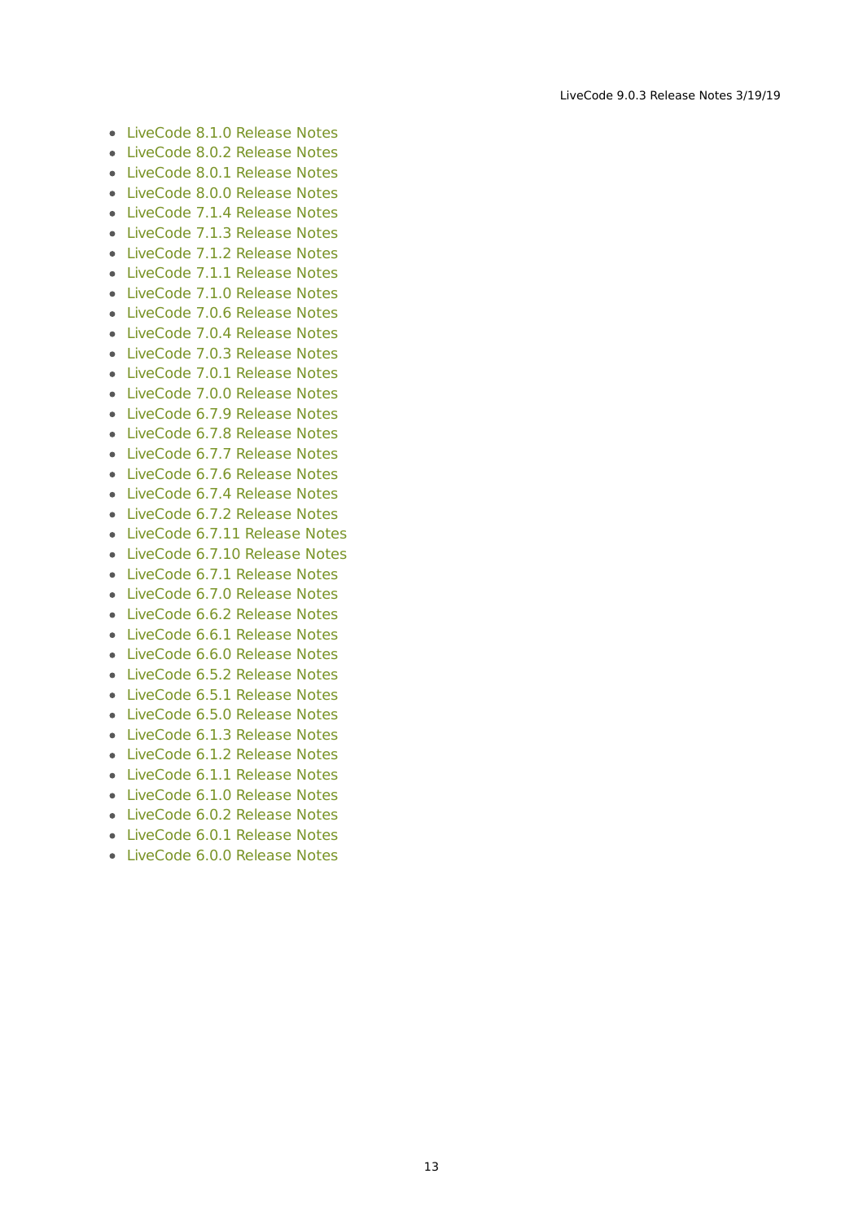- LiveCode 8.1.0 Release Notes
- LiveCode 8.0.2 Release Notes
- LiveCode 8.0.1 Release Notes
- LiveCode 8.0.0 Release Notes
- LiveCode 7.1.4 Release Notes
- LiveCode 7.1.3 Release Notes
- LiveCode 7.1.2 Release Notes
- LiveCode 7.1.1 Release Notes
- LiveCode 7.1.0 Release Notes
- LiveCode 7.0.6 Release Notes
- LiveCode 7.0.4 Release Notes
- LiveCode 7.0.3 Release Notes
- LiveCode 7.0.1 Release Notes
- LiveCode 7.0.0 Release Notes
- LiveCode 6.7.9 Release Notes
- LiveCode 6.7.8 Release Notes
- LiveCode 6.7.7 Release Notes
- LiveCode 6.7.6 Release Notes
- LiveCode 6.7.4 Release Notes
- LiveCode 6.7.2 Release Notes
- LiveCode 6.7.11 Release Notes
- LiveCode 6.7.10 Release Notes
- LiveCode 6.7.1 Release Notes
- LiveCode 6.7.0 Release Notes
- LiveCode 6.6.2 Release Notes
- LiveCode 6.6.1 Release Notes
- LiveCode 6.6.0 Release Notes
- LiveCode 6.5.2 Release Notes
- LiveCode 6.5.1 Release Notes
- LiveCode 6.5.0 Release Notes
- LiveCode 6.1.3 Release Notes
- LiveCode 6.1.2 Release Notes
- LiveCode 6.1.1 Release Notes
- LiveCode 6.1.0 Release Notes
- LiveCode 6.0.2 Release Notes
- LiveCode 6.0.1 Release Notes
- LiveCode 6.0.0 Release Notes